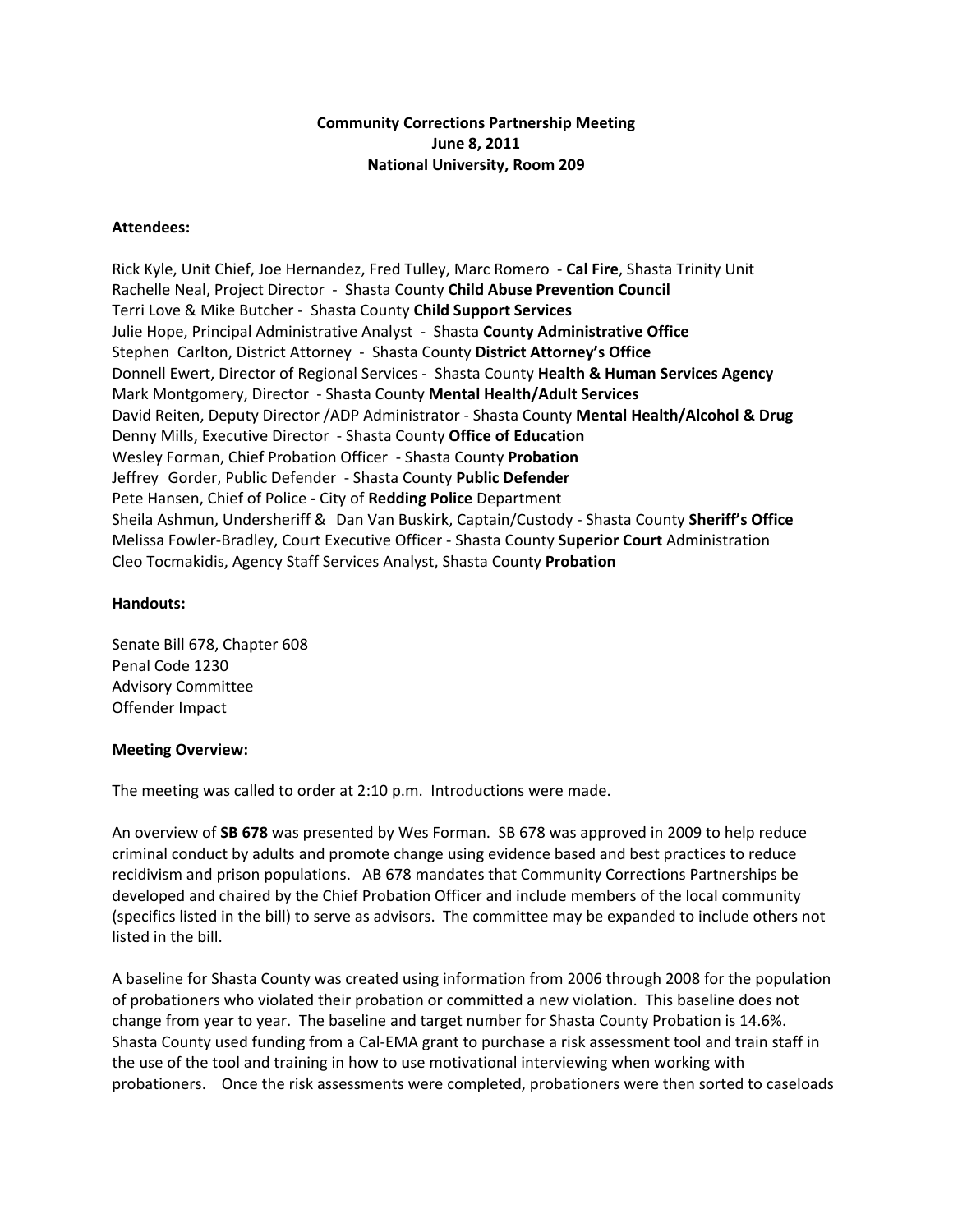**Community Corrections Partnership Meeting**
**June 8, 2011**
**National University, Room 209**

**Attendees:**

Rick Kyle, Unit Chief, Joe Hernandez, Fred Tulley, Marc Romero - **Cal Fire**, Shasta Trinity Unit
Rachelle Neal, Project Director - Shasta County **Child Abuse Prevention Council**
Terri Love & Mike Butcher - Shasta County **Child Support Services**
Julie Hope, Principal Administrative Analyst - Shasta **County Administrative Office**
Stephen Carlton, District Attorney - Shasta County **District Attorney's Office**
Donnell Ewert, Director of Regional Services - Shasta County **Health & Human Services Agency**
Mark Montgomery, Director - Shasta County **Mental Health/Adult Services**
David Reiten, Deputy Director /ADP Administrator - Shasta County **Mental Health/Alcohol & Drug**
Denny Mills, Executive Director - Shasta County **Office of Education**
Wesley Forman, Chief Probation Officer - Shasta County **Probation**
Jeffrey Gorder, Public Defender - Shasta County **Public Defender**
Pete Hansen, Chief of Police **-** City of **Redding Police** Department
Sheila Ashmun, Undersheriff & Dan Van Buskirk, Captain/Custody - Shasta County **Sheriff's Office**
Melissa Fowler-Bradley, Court Executive Officer - Shasta County **Superior Court** Administration
Cleo Tocmakidis, Agency Staff Services Analyst, Shasta County **Probation**

**Handouts:**

Senate Bill 678, Chapter 608
Penal Code 1230
Advisory Committee
Offender Impact

**Meeting Overview:**

The meeting was called to order at 2:10 p.m. Introductions were made.

An overview of **SB 678** was presented by Wes Forman. SB 678 was approved in 2009 to help reduce criminal conduct by adults and promote change using evidence based and best practices to reduce recidivism and prison populations. AB 678 mandates that Community Corrections Partnerships be developed and chaired by the Chief Probation Officer and include members of the local community (specifics listed in the bill) to serve as advisors. The committee may be expanded to include others not listed in the bill.

A baseline for Shasta County was created using information from 2006 through 2008 for the population of probationers who violated their probation or committed a new violation. This baseline does not change from year to year. The baseline and target number for Shasta County Probation is 14.6%. Shasta County used funding from a Cal-EMA grant to purchase a risk assessment tool and train staff in the use of the tool and training in how to use motivational interviewing when working with probationers. Once the risk assessments were completed, probationers were then sorted to caseloads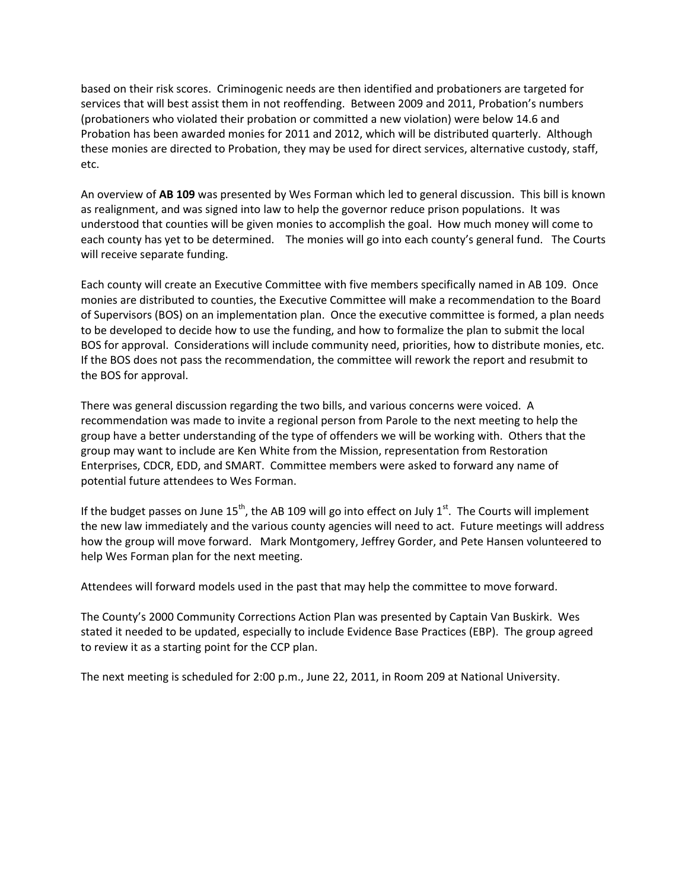based on their risk scores. Criminogenic needs are then identified and probationers are targeted for services that will best assist them in not reoffending. Between 2009 and 2011, Probation's numbers (probationers who violated their probation or committed a new violation) were below 14.6 and Probation has been awarded monies for 2011 and 2012, which will be distributed quarterly. Although these monies are directed to Probation, they may be used for direct services, alternative custody, staff, etc.

An overview of **AB 109** was presented by Wes Forman which led to general discussion. This bill is known as realignment, and was signed into law to help the governor reduce prison populations. It was understood that counties will be given monies to accomplish the goal. How much money will come to each county has yet to be determined. The monies will go into each county's general fund. The Courts will receive separate funding.

Each county will create an Executive Committee with five members specifically named in AB 109. Once monies are distributed to counties, the Executive Committee will make a recommendation to the Board of Supervisors (BOS) on an implementation plan. Once the executive committee is formed, a plan needs to be developed to decide how to use the funding, and how to formalize the plan to submit the local BOS for approval. Considerations will include community need, priorities, how to distribute monies, etc. If the BOS does not pass the recommendation, the committee will rework the report and resubmit to the BOS for approval.

There was general discussion regarding the two bills, and various concerns were voiced. A recommendation was made to invite a regional person from Parole to the next meeting to help the group have a better understanding of the type of offenders we will be working with. Others that the group may want to include are Ken White from the Mission, representation from Restoration Enterprises, CDCR, EDD, and SMART. Committee members were asked to forward any name of potential future attendees to Wes Forman.

If the budget passes on June 15th, the AB 109 will go into effect on July 1st. The Courts will implement the new law immediately and the various county agencies will need to act. Future meetings will address how the group will move forward. Mark Montgomery, Jeffrey Gorder, and Pete Hansen volunteered to help Wes Forman plan for the next meeting.

Attendees will forward models used in the past that may help the committee to move forward.

The County's 2000 Community Corrections Action Plan was presented by Captain Van Buskirk. Wes stated it needed to be updated, especially to include Evidence Base Practices (EBP). The group agreed to review it as a starting point for the CCP plan.

The next meeting is scheduled for 2:00 p.m., June 22, 2011, in Room 209 at National University.